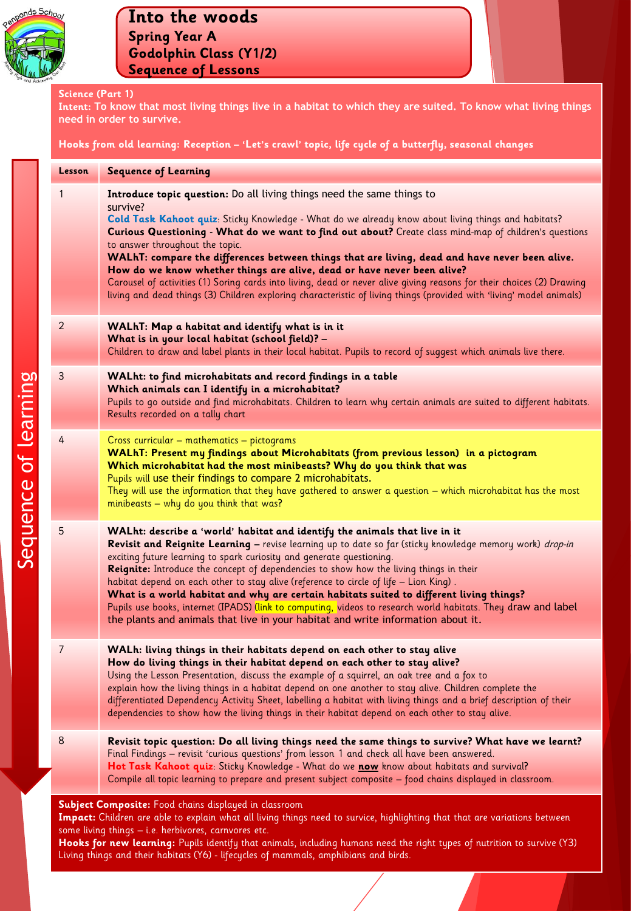# Into the woods
## Spring Year A
## Godolphin Class (Y1/2)
## Sequence of Lessons

**Science (Part 1)**
**Intent: To know that most living things live in a habitat to which they are suited. To know what living things need in order to survive.**

**Hooks from old learning: Reception – 'Let's crawl' topic, life cycle of a butterfly, seasonal changes**

Sequence of learning

| Lesson | Sequence of Learning |
|---|---|
| 1 | **Introduce topic question:** Do all living things need the same things to survive?<br>**Cold Task Kahoot quiz**: Sticky Knowledge - What do we already know about living things and habitats?<br>**Curious Questioning - What do we want to find out about?** Create class mind-map of children's questions to answer throughout the topic.<br>**WALhT: compare the differences between things that are living, dead and have never been alive.**<br>**How do we know whether things are alive, dead or have never been alive?**<br>Carousel of activities (1) Soring cards into living, dead or never alive giving reasons for their choices (2) Drawing living and dead things (3) Children exploring characteristic of living things (provided with 'living' model animals) |
| 2 | **WALhT: Map a habitat and identify what is in it**<br>**What is in your local habitat (school field)? –**<br>Children to draw and label plants in their local habitat. Pupils to record of suggest which animals live there. |
| 3 | **WALht: to find microhabitats and record findings in a table**<br>**Which animals can I identify in a microhabitat?**<br>Pupils to go outside and find microhabitats. Children to learn why certain animals are suited to different habitats. Results recorded on a tally chart |
| 4 | Cross curricular – mathematics – pictograms<br>**WALhT: Present my findings about Microhabitats (from previous lesson) in a pictogram**<br>**Which microhabitat had the most minibeasts? Why do you think that was**<br>Pupils will use their findings to compare 2 microhabitats.<br>They will use the information that they have gathered to answer a question – which microhabitat has the most minibeasts – why do you think that was? |
| 5 | **WALht: describe a 'world' habitat and identify the animals that live in it**<br>**Revisit and Reignite Learning –** revise learning up to date so far (sticky knowledge memory work) *drop-in* exciting future learning to spark curiosity and generate questioning.<br>**Reignite:** Introduce the concept of dependencies to show how the living things in their habitat depend on each other to stay alive (reference to circle of life – Lion King) .<br>**What is a world habitat and why are certain habitats suited to different living things?**<br>Pupils use books, internet (IPADS) (link to computing, videos to research world habitats. They draw and label the plants and animals that live in your habitat and write information about it. |
| 7 | **WALh: living things in their habitats depend on each other to stay alive**<br>**How do living things in their habitat depend on each other to stay alive?**<br>Using the Lesson Presentation, discuss the example of a squirrel, an oak tree and a fox to explain how the living things in a habitat depend on one another to stay alive. Children complete the differentiated Dependency Activity Sheet, labelling a habitat with living things and a brief description of their dependencies to show how the living things in their habitat depend on each other to stay alive. |
| 8 | **Revisit topic question: Do all living things need the same things to survive? What have we learnt?**<br>Final Findings – revisit 'curious questions' from lesson 1 and check all have been answered.<br>**Hot Task Kahoot quiz**: Sticky Knowledge - What do we **now** know about habitats and survival?<br>Compile all topic learning to prepare and present subject composite – food chains displayed in classroom. |

**Subject Composite:** Food chains displayed in classroom
**Impact:** Children are able to explain what all living things need to survice, highlighting that that are variations between some living things – i.e. herbivores, carnvores etc.
**Hooks for new learning:** Pupils identify that animals, including humans need the right types of nutrition to survive (Y3) Living things and their habitats (Y6) - lifecycles of mammals, amphibians and birds.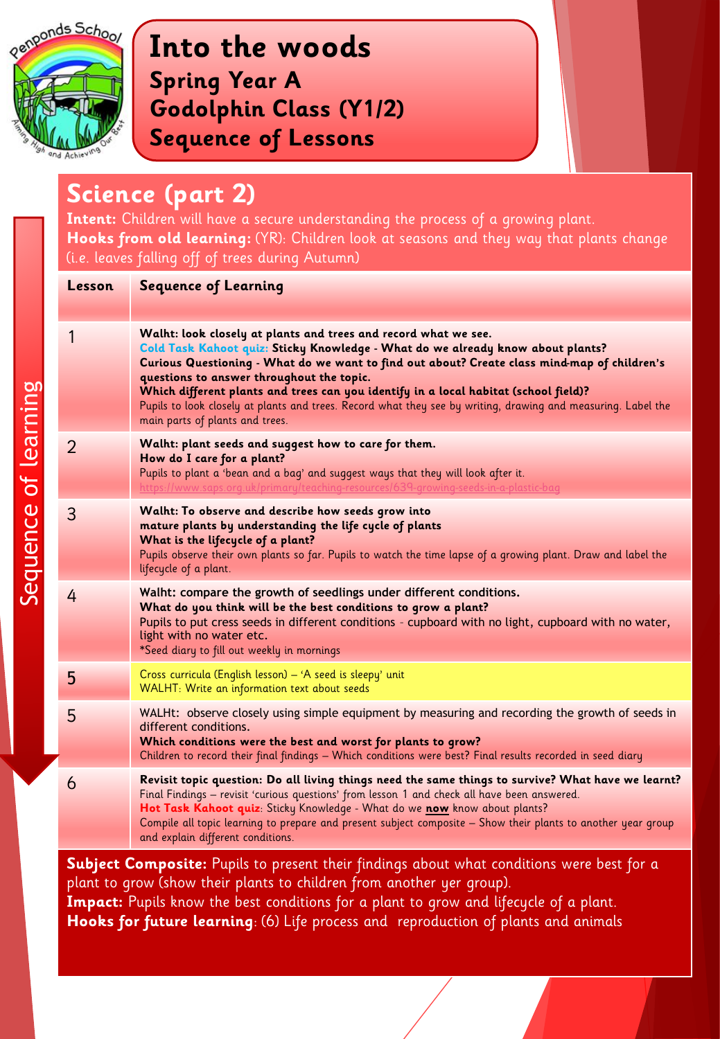Penponds School
Aiming High and Achieving Our Best

# Into the woods
## Spring Year A
## Godolphin Class (Y1/2)
## Sequence of Lessons

# Science (part 2)

**Intent:** Children will have a secure understanding the process of a growing plant.
**Hooks from old learning:** (YR): Children look at seasons and they way that plants change (i.e. leaves falling off of trees during Autumn)

Sequence of learning

| Lesson | Sequence of Learning |
|---|---|
| 1 | **Walht: look closely at plants and trees and record what we see.** **Cold Task Kahoot quiz: Sticky Knowledge - What do we already know about plants?** **Curious Questioning - What do we want to find out about? Create class mind-map of children's questions to answer throughout the topic.** **Which different plants and trees can you identify in a local habitat (school field)?** Pupils to look closely at plants and trees. Record what they see by writing, drawing and measuring. Label the main parts of plants and trees. |
| 2 | **Walht: plant seeds and suggest how to care for them.** **How do I care for a plant?** Pupils to plant a 'bean and a bag' and suggest ways that they will look after it. https://www.saps.org.uk/primary/teaching-resources/639-growing-seeds-in-a-plastic-bag |
| 3 | **Walht: To observe and describe how seeds grow into mature plants by understanding the life cycle of plants** **What is the lifecycle of a plant?** Pupils observe their own plants so far. Pupils to watch the time lapse of a growing plant. Draw and label the lifecycle of a plant. |
| 4 | **Walht: compare the growth of seedlings under different conditions.** **What do you think will be the best conditions to grow a plant?** Pupils to put cress seeds in different conditions - cupboard with no light, cupboard with no water, light with no water etc. *Seed diary to fill out weekly in mornings |
| 5 | Cross curricula (English lesson) – 'A seed is sleepy' unit WALHT: Write an information text about seeds |
| 5 | WALHt: observe closely using simple equipment by measuring and recording the growth of seeds in different conditions. **Which conditions were the best and worst for plants to grow?** Children to record their final findings – Which conditions were best? Final results recorded in seed diary |
| 6 | **Revisit topic question: Do all living things need the same things to survive? What have we learnt?** Final Findings – revisit 'curious questions' from lesson 1 and check all have been answered. **Hot Task Kahoot quiz**: Sticky Knowledge - What do we **now** know about plants? Compile all topic learning to prepare and present subject composite – Show their plants to another year group and explain different conditions. |

**Subject Composite:** Pupils to present their findings about what conditions were best for a plant to grow (show their plants to children from another yer group).
**Impact:** Pupils know the best conditions for a plant to grow and lifecycle of a plant.
**Hooks for future learning**: (6) Life process and reproduction of plants and animals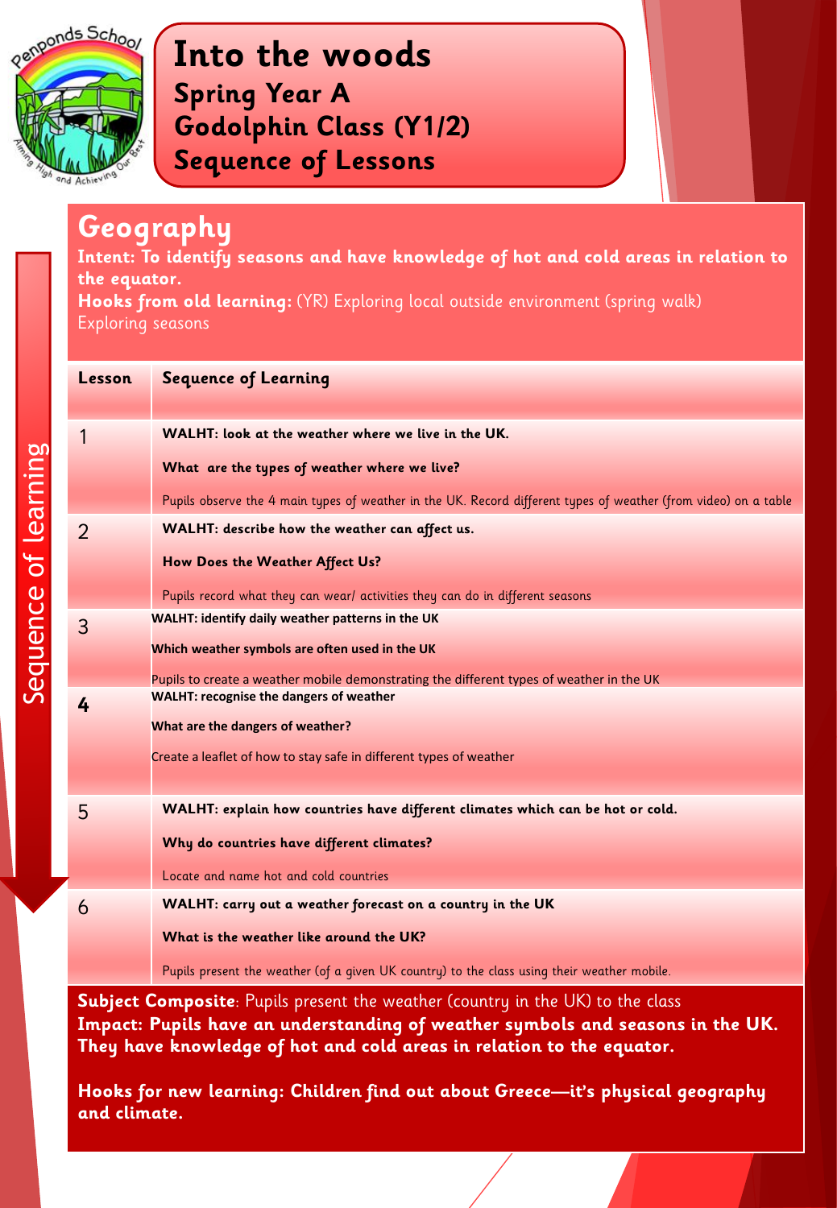# Into the woods

## Spring Year A

## Godolphin Class (Y1/2)

## Sequence of Lessons

Penponds School — Aiming High and Achieving Our Best

## Geography

**Intent: To identify seasons and have knowledge of hot and cold areas in relation to the equator.**

**Hooks from old learning:** (YR) Exploring local outside environment (spring walk)
Exploring seasons

Sequence of learning

| Lesson | Sequence of Learning |
|---|---|
| 1 | **WALHT: look at the weather where we live in the UK.**<br>**What are the types of weather where we live?**<br>Pupils observe the 4 main types of weather in the UK. Record different types of weather (from video) on a table |
| 2 | **WALHT: describe how the weather can affect us.**<br>**How Does the Weather Affect Us?**<br>Pupils record what they can wear/ activities they can do in different seasons |
| 3 | **WALHT: identify daily weather patterns in the UK**<br>**Which weather symbols are often used in the UK**<br>Pupils to create a weather mobile demonstrating the different types of weather in the UK |
| 4 | **WALHT: recognise the dangers of weather**<br>**What are the dangers of weather?**<br>Create a leaflet of how to stay safe in different types of weather |
| 5 | **WALHT: explain how countries have different climates which can be hot or cold.**<br>**Why do countries have different climates?**<br>Locate and name hot and cold countries |
| 6 | **WALHT: carry out a weather forecast on a country in the UK**<br>**What is the weather like around the UK?**<br>Pupils present the weather (of a given UK country) to the class using their weather mobile. |

**Subject Composite**: Pupils present the weather (country in the UK) to the class

**Impact: Pupils have an understanding of weather symbols and seasons in the UK. They have knowledge of hot and cold areas in relation to the equator.**

**Hooks for new learning: Children find out about Greece—it's physical geography and climate.**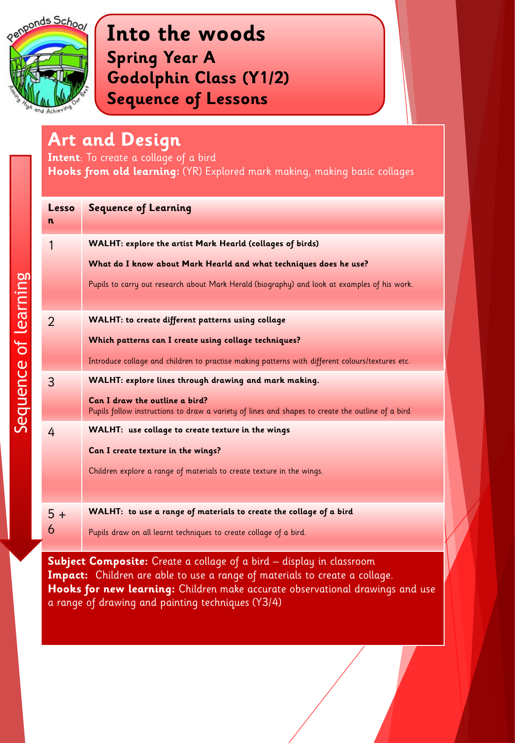# Into the woods

## Spring Year A

## Godolphin Class (Y1/2)

## Sequence of Lessons

## Art and Design

**Intent**: To create a collage of a bird

**Hooks from old learning:** (YR) Explored mark making, making basic collages

| Lesson | Sequence of Learning |
|---|---|
| 1 | **WALHT: explore the artist Mark Hearld (collages of birds)**<br><br>**What do I know about Mark Hearld and what techniques does he use?**<br><br>Pupils to carry out research about Mark Herald (biography) and look at examples of his work. |
| 2 | **WALHT: to create different patterns using collage**<br><br>**Which patterns can I create using collage techniques?**<br><br>Introduce collage and children to practise making patterns with different colours/textures etc. |
| 3 | **WALHT: explore lines through drawing and mark making.**<br><br>**Can I draw the outline a bird?**<br>Pupils follow instructions to draw a variety of lines and shapes to create the outline of a bird |
| 4 | **WALHT: use collage to create texture in the wings**<br><br>**Can I create texture in the wings?**<br><br>Children explore a range of materials to create texture in the wings. |
| 5 + 6 | **WALHT: to use a range of materials to create the collage of a bird**<br><br>Pupils draw on all learnt techniques to create collage of a bird. |

Sequence of learning

**Subject Composite:** Create a collage of a bird – display in classroom

**Impact:** Children are able to use a range of materials to create a collage.

**Hooks for new learning:** Children make accurate observational drawings and use a range of drawing and painting techniques (Y3/4)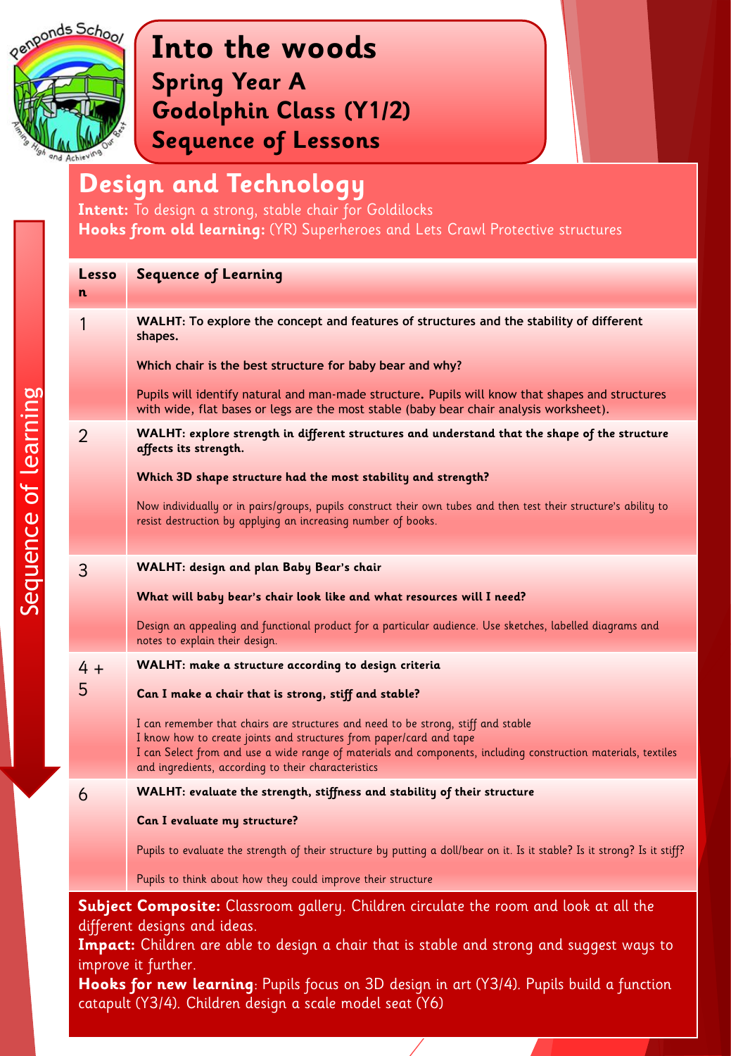# Into the woods
## Spring Year A
## Godolphin Class (Y1/2)
## Sequence of Lessons

## Design and Technology

**Intent:** To design a strong, stable chair for Goldilocks

**Hooks from old learning:** (YR) Superheroes and Lets Crawl Protective structures

Sequence of learning

| Lesson | Sequence of Learning |
|---|---|
| 1 | **WALHT: To explore the concept and features of structures and the stability of different shapes.**<br><br>**Which chair is the best structure for baby bear and why?**<br><br>Pupils will identify natural and man-made structure**.** Pupils will know that shapes and structures with wide, flat bases or legs are the most stable (baby bear chair analysis worksheet). |
| 2 | **WALHT: explore strength in different structures and understand that the shape of the structure affects its strength.**<br><br>**Which 3D shape structure had the most stability and strength?**<br><br>Now individually or in pairs/groups, pupils construct their own tubes and then test their structure's ability to resist destruction by applying an increasing number of books. |
| 3 | **WALHT: design and plan Baby Bear's chair**<br><br>**What will baby bear's chair look like and what resources will I need?**<br><br>Design an appealing and functional product for a particular audience. Use sketches, labelled diagrams and notes to explain their design. |
| 4 + 5 | **WALHT: make a structure according to design criteria**<br><br>**Can I make a chair that is strong, stiff and stable?**<br><br>I can remember that chairs are structures and need to be strong, stiff and stable<br>I know how to create joints and structures from paper/card and tape<br>I can Select from and use a wide range of materials and components, including construction materials, textiles and ingredients, according to their characteristics |
| 6 | **WALHT: evaluate the strength, stiffness and stability of their structure**<br><br>**Can I evaluate my structure?**<br><br>Pupils to evaluate the strength of their structure by putting a doll/bear on it. Is it stable? Is it strong? Is it stiff?<br><br>Pupils to think about how they could improve their structure |

**Subject Composite:** Classroom gallery. Children circulate the room and look at all the different designs and ideas.

**Impact:** Children are able to design a chair that is stable and strong and suggest ways to improve it further.

**Hooks for new learning**: Pupils focus on 3D design in art (Y3/4). Pupils build a function catapult (Y3/4). Children design a scale model seat (Y6)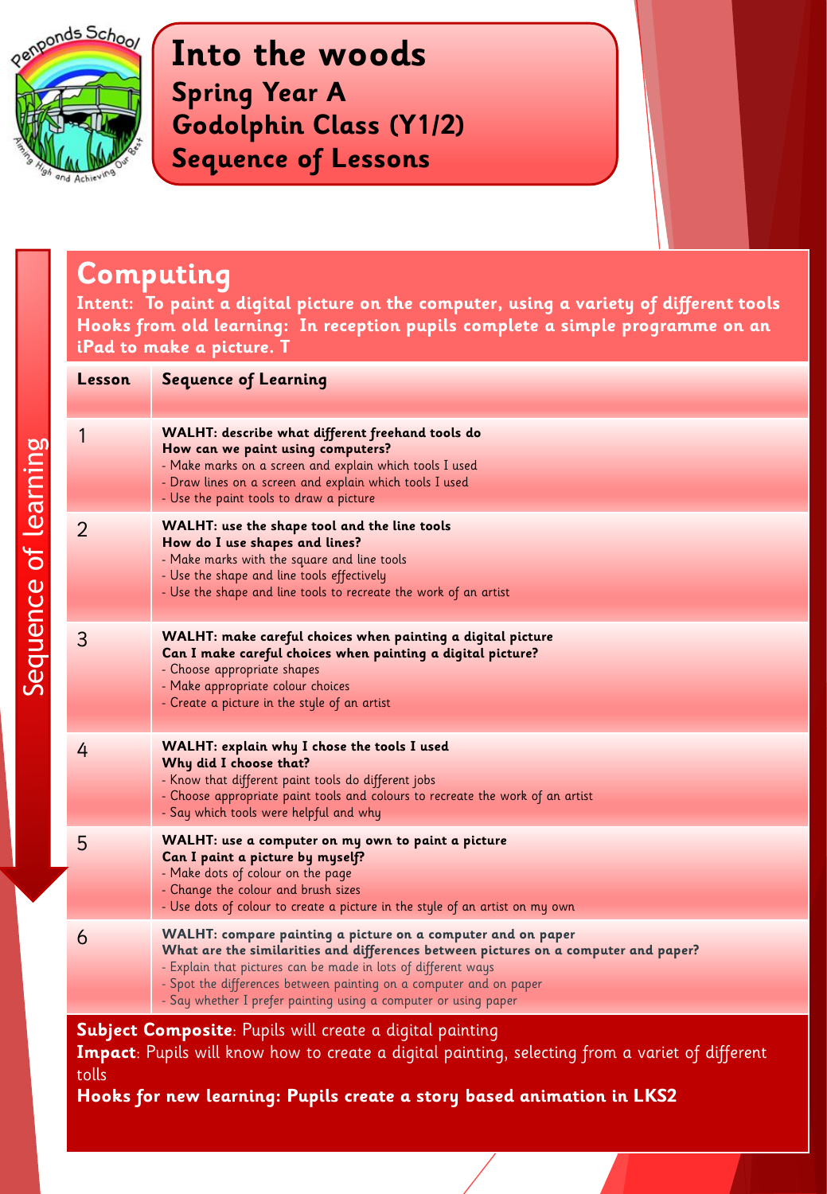# Into the woods
## Spring Year A
## Godolphin Class (Y1/2)
## Sequence of Lessons

Sequence of learning

## Computing

**Intent: To paint a digital picture on the computer, using a variety of different tools**

**Hooks from old learning: In reception pupils complete a simple programme on an iPad to make a picture. T**

| Lesson | Sequence of Learning |
|---|---|
| 1 | **WALHT: describe what different freehand tools do**<br>**How can we paint using computers?**<br>- Make marks on a screen and explain which tools I used<br>- Draw lines on a screen and explain which tools I used<br>- Use the paint tools to draw a picture |
| 2 | **WALHT: use the shape tool and the line tools**<br>**How do I use shapes and lines?**<br>- Make marks with the square and line tools<br>- Use the shape and line tools effectively<br>- Use the shape and line tools to recreate the work of an artist |
| 3 | **WALHT: make careful choices when painting a digital picture**<br>**Can I make careful choices when painting a digital picture?**<br>- Choose appropriate shapes<br>- Make appropriate colour choices<br>- Create a picture in the style of an artist |
| 4 | **WALHT: explain why I chose the tools I used**<br>**Why did I choose that?**<br>- Know that different paint tools do different jobs<br>- Choose appropriate paint tools and colours to recreate the work of an artist<br>- Say which tools were helpful and why |
| 5 | **WALHT: use a computer on my own to paint a picture**<br>**Can I paint a picture by myself?**<br>- Make dots of colour on the page<br>- Change the colour and brush sizes<br>- Use dots of colour to create a picture in the style of an artist on my own |
| 6 | **WALHT: compare painting a picture on a computer and on paper**<br>**What are the similarities and differences between pictures on a computer and paper?**<br>- Explain that pictures can be made in lots of different ways<br>- Spot the differences between painting on a computer and on paper<br>- Say whether I prefer painting using a computer or using paper |

**Subject Composite**: Pupils will create a digital painting

**Impact**: Pupils will know how to create a digital painting, selecting from a variet of different tolls

**Hooks for new learning: Pupils create a story based animation in LKS2**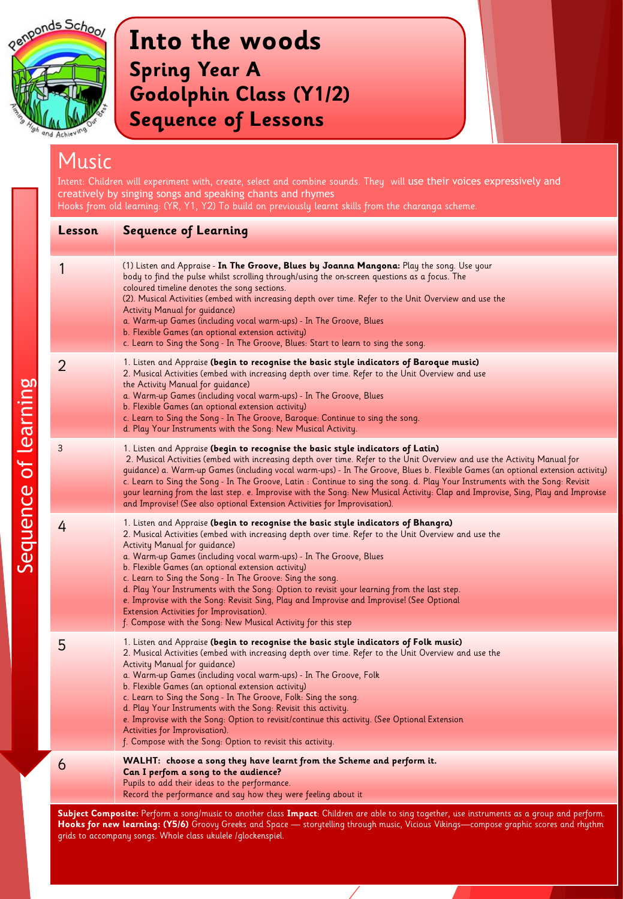# Into the woods

## Spring Year A

## Godolphin Class (Y1/2)

## Sequence of Lessons

## Music

Intent: Children will experiment with, create, select and combine sounds. They will use their voices expressively and creatively by singing songs and speaking chants and rhymes

Hooks from old learning: (YR, Y1, Y2) To build on previously learnt skills from the charanga scheme.

Sequence of learning

| Lesson | Sequence of Learning |
|---|---|
| 1 | (1) Listen and Appraise - **In The Groove, Blues by Joanna Mangona:** Play the song. Use your body to find the pulse whilst scrolling through/using the on-screen questions as a focus. The coloured timeline denotes the song sections.<br>(2). Musical Activities (embed with increasing depth over time. Refer to the Unit Overview and use the Activity Manual for guidance)<br>a. Warm-up Games (including vocal warm-ups) - In The Groove, Blues<br>b. Flexible Games (an optional extension activity)<br>c. Learn to Sing the Song - In The Groove, Blues: Start to learn to sing the song. |
| 2 | 1. Listen and Appraise **(begin to recognise the basic style indicators of Baroque music)**<br>2. Musical Activities (embed with increasing depth over time. Refer to the Unit Overview and use the Activity Manual for guidance)<br>a. Warm-up Games (including vocal warm-ups) - In The Groove, Blues<br>b. Flexible Games (an optional extension activity)<br>c. Learn to Sing the Song - In The Groove, Baroque: Continue to sing the song.<br>d. Play Your Instruments with the Song: New Musical Activity. |
| 3 | 1. Listen and Appraise **(begin to recognise the basic style indicators of Latin)**<br>2. Musical Activities (embed with increasing depth over time. Refer to the Unit Overview and use the Activity Manual for guidance) a. Warm-up Games (including vocal warm-ups) - In The Groove, Blues b. Flexible Games (an optional extension activity) c. Learn to Sing the Song - In The Groove, Latin : Continue to sing the song. d. Play Your Instruments with the Song: Revisit your learning from the last step. e. Improvise with the Song: New Musical Activity: Clap and Improvise, Sing, Play and Improvise and Improvise! (See also optional Extension Activities for Improvisation). |
| 4 | 1. Listen and Appraise **(begin to recognise the basic style indicators of Bhangra)**<br>2. Musical Activities (embed with increasing depth over time. Refer to the Unit Overview and use the Activity Manual for guidance)<br>a. Warm-up Games (including vocal warm-ups) - In The Groove, Blues<br>b. Flexible Games (an optional extension activity)<br>c. Learn to Sing the Song - In The Groove: Sing the song.<br>d. Play Your Instruments with the Song: Option to revisit your learning from the last step.<br>e. Improvise with the Song: Revisit Sing, Play and Improvise and Improvise! (See Optional Extension Activities for Improvisation).<br>f. Compose with the Song: New Musical Activity for this step |
| 5 | 1. Listen and Appraise **(begin to recognise the basic style indicators of Folk music)**<br>2. Musical Activities (embed with increasing depth over time. Refer to the Unit Overview and use the Activity Manual for guidance)<br>a. Warm-up Games (including vocal warm-ups) - In The Groove, Folk<br>b. Flexible Games (an optional extension activity)<br>c. Learn to Sing the Song - In The Groove, Folk: Sing the song.<br>d. Play Your Instruments with the Song: Revisit this activity.<br>e. Improvise with the Song: Option to revisit/continue this activity. (See Optional Extension Activities for Improvisation).<br>f. Compose with the Song: Option to revisit this activity. |
| 6 | **WALHT: choose a song they have learnt from the Scheme and perform it.**<br>**Can I perfom a song to the audience?**<br>Pupils to add their ideas to the performance.<br>Record the performance and say how they were feeling about it |

**Subject Composite:** Perform a song/music to another class **Impact**: Children are able to sing together, use instruments as a group and perform. **Hooks for new learning: (Y5/6)** Groovy Greeks and Space — storytelling through music, Vicious Vikings—compose graphic scores and rhythm grids to accompany songs. Whole class ukulele /glockenspiel.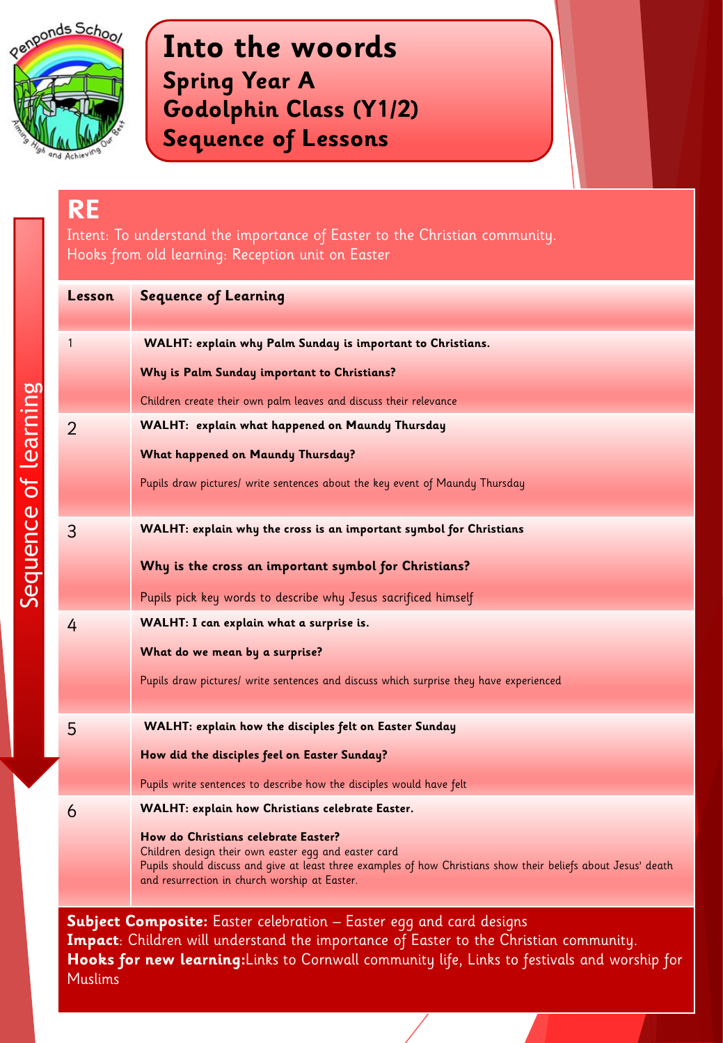# Into the woords
## Spring Year A
## Godolphin Class (Y1/2)
## Sequence of Lessons

Sequence of learning

## RE

Intent: To understand the importance of Easter to the Christian community.
Hooks from old learning: Reception unit on Easter

| Lesson | Sequence of Learning |
|---|---|
| 1 | **WALHT: explain why Palm Sunday is important to Christians.**<br><br>**Why is Palm Sunday important to Christians?**<br><br>Children create their own palm leaves and discuss their relevance |
| 2 | **WALHT: explain what happened on Maundy Thursday**<br><br>**What happened on Maundy Thursday?**<br><br>Pupils draw pictures/ write sentences about the key event of Maundy Thursday |
| 3 | **WALHT: explain why the cross is an important symbol for Christians**<br><br>**Why is the cross an important symbol for Christians?**<br><br>Pupils pick key words to describe why Jesus sacrificed himself |
| 4 | **WALHT: I can explain what a surprise is.**<br><br>**What do we mean by a surprise?**<br><br>Pupils draw pictures/ write sentences and discuss which surprise they have experienced |
| 5 | **WALHT: explain how the disciples felt on Easter Sunday**<br><br>**How did the disciples feel on Easter Sunday?**<br><br>Pupils write sentences to describe how the disciples would have felt |
| 6 | **WALHT: explain how Christians celebrate Easter.**<br><br>**How do Christians celebrate Easter?**<br>Children design their own easter egg and easter card<br>Pupils should discuss and give at least three examples of how Christians show their beliefs about Jesus' death and resurrection in church worship at Easter. |

**Subject Composite:** Easter celebration – Easter egg and card designs
**Impact**: Children will understand the importance of Easter to the Christian community.
**Hooks for new learning:**Links to Cornwall community life, Links to festivals and worship for Muslims